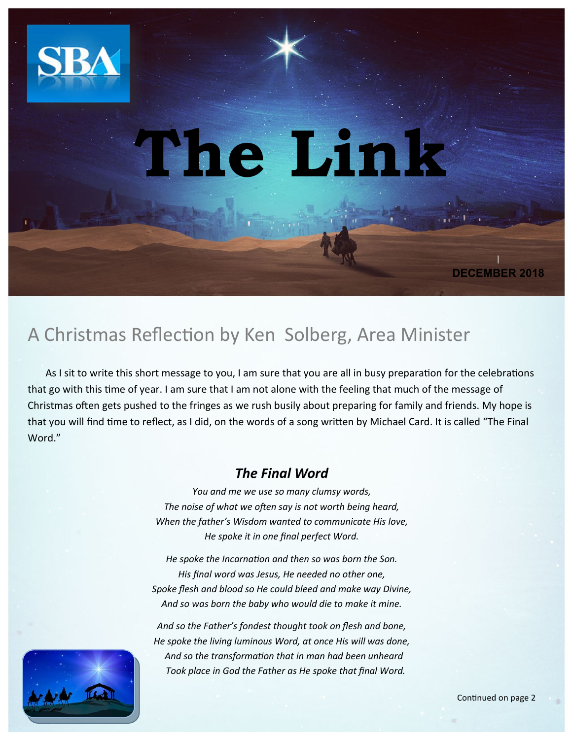SBA

# The Link

DECEMBER 2018

## A Christmas Reflection by Ken Solberg, Area Minister

As I sit to write this short message to you, I am sure that you are all in busy preparation for the celebrations that go with this time of year. I am sure that I am not alone with the feeling that much of the message of Christmas often gets pushed to the fringes as we rush busily about preparing for family and friends. My hope is that you will find time to reflect, as I did, on the words of a song written by Michael Card. It is called "The Final Word."

### *The Final Word*

*You and me we use so many clumsy words,*
*The noise of what we often say is not worth being heard,*
*When the father's Wisdom wanted to communicate His love,*
*He spoke it in one final perfect Word.*

*He spoke the Incarnation and then so was born the Son.*
*His final word was Jesus, He needed no other one,*
*Spoke flesh and blood so He could bleed and make way Divine,*
*And so was born the baby who would die to make it mine.*

*And so the Father's fondest thought took on flesh and bone,*
*He spoke the living luminous Word, at once His will was done,*
*And so the transformation that in man had been unheard*
*Took place in God the Father as He spoke that final Word.*

Continued on page 2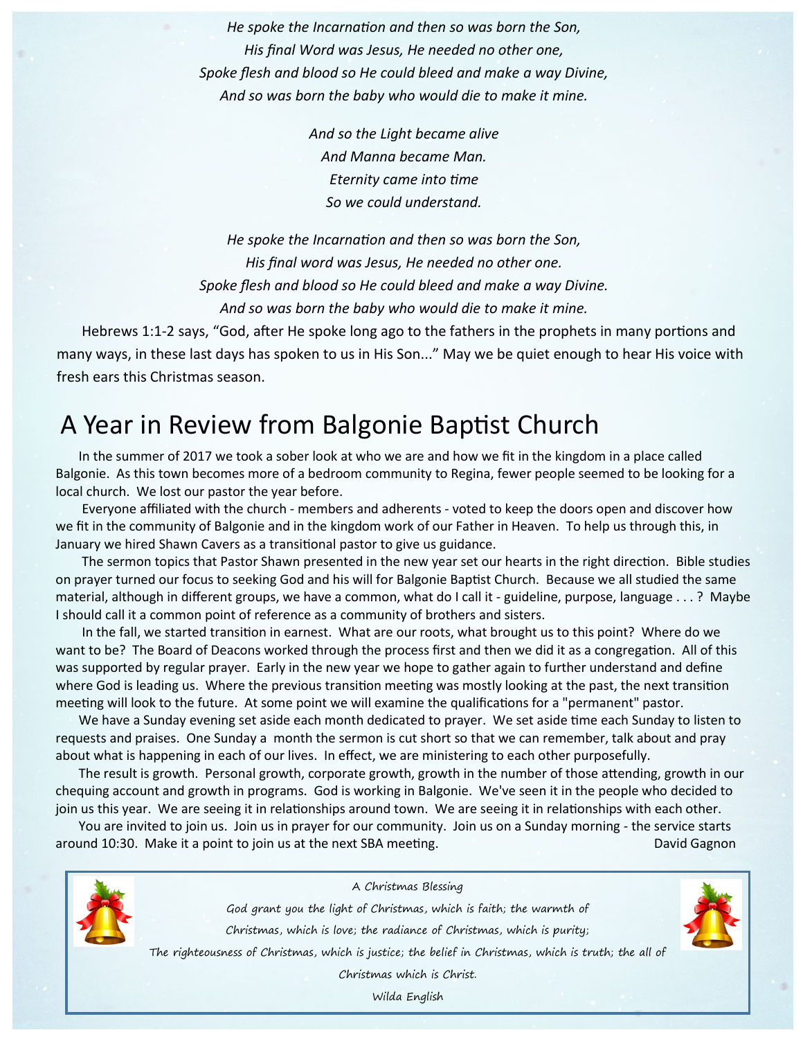*He spoke the Incarnation and then so was born the Son,*
*His final Word was Jesus, He needed no other one,*
*Spoke flesh and blood so He could bleed and make a way Divine,*
*And so was born the baby who would die to make it mine.*

*And so the Light became alive*
*And Manna became Man.*
*Eternity came into time*
*So we could understand.*

*He spoke the Incarnation and then so was born the Son,*
*His final word was Jesus, He needed no other one.*
*Spoke flesh and blood so He could bleed and make a way Divine.*
*And so was born the baby who would die to make it mine.*

Hebrews 1:1-2 says, "God, after He spoke long ago to the fathers in the prophets in many portions and many ways, in these last days has spoken to us in His Son..." May we be quiet enough to hear His voice with fresh ears this Christmas season.

# A Year in Review from Balgonie Baptist Church

In the summer of 2017 we took a sober look at who we are and how we fit in the kingdom in a place called Balgonie. As this town becomes more of a bedroom community to Regina, fewer people seemed to be looking for a local church. We lost our pastor the year before.

Everyone affiliated with the church - members and adherents - voted to keep the doors open and discover how we fit in the community of Balgonie and in the kingdom work of our Father in Heaven. To help us through this, in January we hired Shawn Cavers as a transitional pastor to give us guidance.

The sermon topics that Pastor Shawn presented in the new year set our hearts in the right direction. Bible studies on prayer turned our focus to seeking God and his will for Balgonie Baptist Church. Because we all studied the same material, although in different groups, we have a common, what do I call it - guideline, purpose, language . . . ? Maybe I should call it a common point of reference as a community of brothers and sisters.

In the fall, we started transition in earnest. What are our roots, what brought us to this point? Where do we want to be? The Board of Deacons worked through the process first and then we did it as a congregation. All of this was supported by regular prayer. Early in the new year we hope to gather again to further understand and define where God is leading us. Where the previous transition meeting was mostly looking at the past, the next transition meeting will look to the future. At some point we will examine the qualifications for a "permanent" pastor.

We have a Sunday evening set aside each month dedicated to prayer. We set aside time each Sunday to listen to requests and praises. One Sunday a month the sermon is cut short so that we can remember, talk about and pray about what is happening in each of our lives. In effect, we are ministering to each other purposefully.

The result is growth. Personal growth, corporate growth, growth in the number of those attending, growth in our chequing account and growth in programs. God is working in Balgonie. We've seen it in the people who decided to join us this year. We are seeing it in relationships around town. We are seeing it in relationships with each other.

You are invited to join us. Join us in prayer for our community. Join us on a Sunday morning - the service starts around 10:30. Make it a point to join us at the next SBA meeting.

David Gagnon

A Christmas Blessing

God grant you the light of Christmas, which is faith; the warmth of Christmas, which is love; the radiance of Christmas, which is purity; The righteousness of Christmas, which is justice; the belief in Christmas, which is truth; the all of Christmas which is Christ.

Wilda English